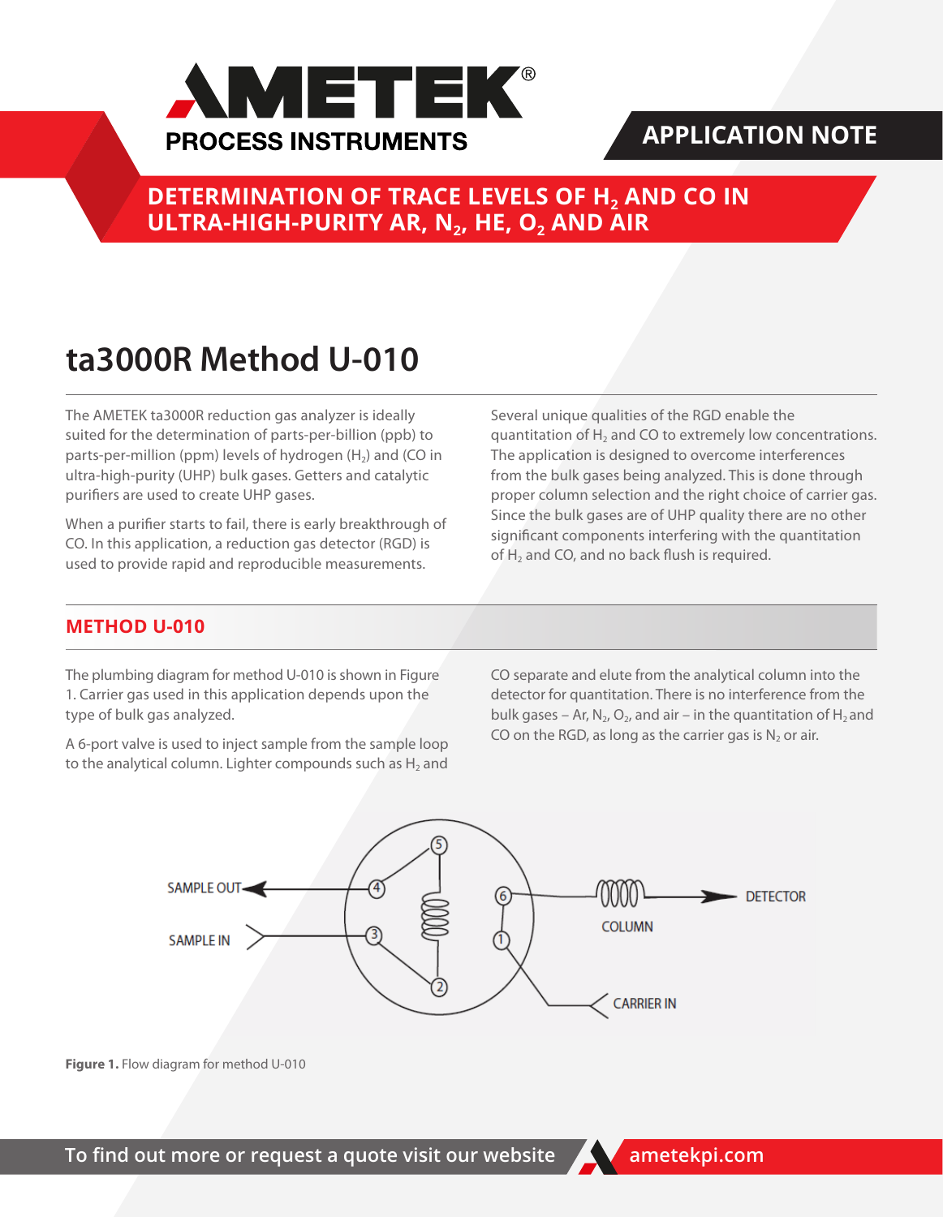# AMETEK PROCESS INSTRUMENTS

APPLICATION NOTE

## DETERMINATION OF TRACE LEVELS OF $H_2$ AND CO IN ULTRA-HIGH-PURITY AR, $N_2$, HE, $O_2$ AND AIR

# ta3000R Method U-010

The AMETEK ta3000R reduction gas analyzer is ideally suited for the determination of parts-per-billion (ppb) to parts-per-million (ppm) levels of hydrogen ($H_2$) and (CO in ultra-high-purity (UHP) bulk gases. Getters and catalytic purifiers are used to create UHP gases.

When a purifier starts to fail, there is early breakthrough of CO. In this application, a reduction gas detector (RGD) is used to provide rapid and reproducible measurements.

Several unique qualities of the RGD enable the quantitation of $H_2$ and CO to extremely low concentrations. The application is designed to overcome interferences from the bulk gases being analyzed. This is done through proper column selection and the right choice of carrier gas. Since the bulk gases are of UHP quality there are no other significant components interfering with the quantitation of $H_2$ and CO, and no back flush is required.

## METHOD U-010

The plumbing diagram for method U-010 is shown in Figure 1. Carrier gas used in this application depends upon the type of bulk gas analyzed.

A 6-port valve is used to inject sample from the sample loop to the analytical column. Lighter compounds such as $H_2$ and CO separate and elute from the analytical column into the detector for quantitation. There is no interference from the bulk gases – Ar, $N_2$, $O_2$, and air – in the quantitation of $H_2$ and CO on the RGD, as long as the carrier gas is $N_2$ or air.

SAMPLE OUT | SAMPLE IN | COLUMN | DETECTOR | CARRIER IN

**Figure 1.** Flow diagram for method U-010

To find out more or request a quote visit our website ametekpi.com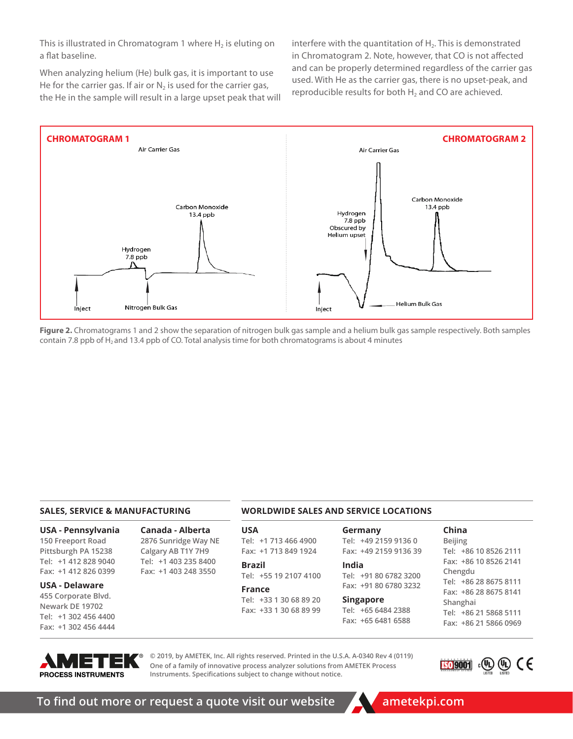This is illustrated in Chromatogram 1 where $H_2$ is eluting on a flat baseline.

When analyzing helium (He) bulk gas, it is important to use He for the carrier gas. If air or $N_2$ is used for the carrier gas, the He in the sample will result in a large upset peak that will interfere with the quantitation of $H_2$. This is demonstrated in Chromatogram 2. Note, however, that CO is not affected and can be properly determined regardless of the carrier gas used. With He as the carrier gas, there is no upset-peak, and reproducible results for both $H_2$ and CO are achieved.

**CHROMATOGRAM 1**

Air Carrier Gas

Carbon Monoxide
13.4 ppb

Hydrogen
7.8 ppb

Inject

Nitrogen Bulk Gas

**CHROMATOGRAM 2**

Air Carrier Gas

Carbon Monoxide
13.4 ppb

Hydrogen
7.8 ppb
Obscured by
Helium upset

Inject

Helium Bulk Gas

**Figure 2.** Chromatograms 1 and 2 show the separation of nitrogen bulk gas sample and a helium bulk gas sample respectively. Both samples contain 7.8 ppb of $H_2$ and 13.4 ppb of CO. Total analysis time for both chromatograms is about 4 minutes

## SALES, SERVICE & MANUFACTURING

**USA - Pennsylvania**
150 Freeport Road
Pittsburgh PA 15238
Tel: +1 412 828 9040
Fax: +1 412 826 0399

**USA - Delaware**
455 Corporate Blvd.
Newark DE 19702
Tel: +1 302 456 4400
Fax: +1 302 456 4444

**Canada - Alberta**
2876 Sunridge Way NE
Calgary AB T1Y 7H9
Tel: +1 403 235 8400
Fax: +1 403 248 3550

## WORLDWIDE SALES AND SERVICE LOCATIONS

**USA**
Tel: +1 713 466 4900
Fax: +1 713 849 1924

**Brazil**
Tel: +55 19 2107 4100

**France**
Tel: +33 1 30 68 89 20
Fax: +33 1 30 68 89 99

**Germany**
Tel: +49 2159 9136 0
Fax: +49 2159 9136 39

**India**
Tel: +91 80 6782 3200
Fax: +91 80 6780 3232

**Singapore**
Tel: +65 6484 2388
Fax: +65 6481 6588

**China**
Beijing
Tel: +86 10 8526 2111
Fax: +86 10 8526 2141
Chengdu
Tel: +86 28 8675 8111
Fax: +86 28 8675 8141
Shanghai
Tel: +86 21 5868 5111
Fax: +86 21 5866 0969

AMETEK® PROCESS INSTRUMENTS

© 2019, by AMETEK, Inc. All rights reserved. Printed in the U.S.A. A-0340 Rev 4 (0119)
One of a family of innovative process analyzer solutions from AMETEK Process Instruments. Specifications subject to change without notice.

To find out more or request a quote visit our website ametekpi.com